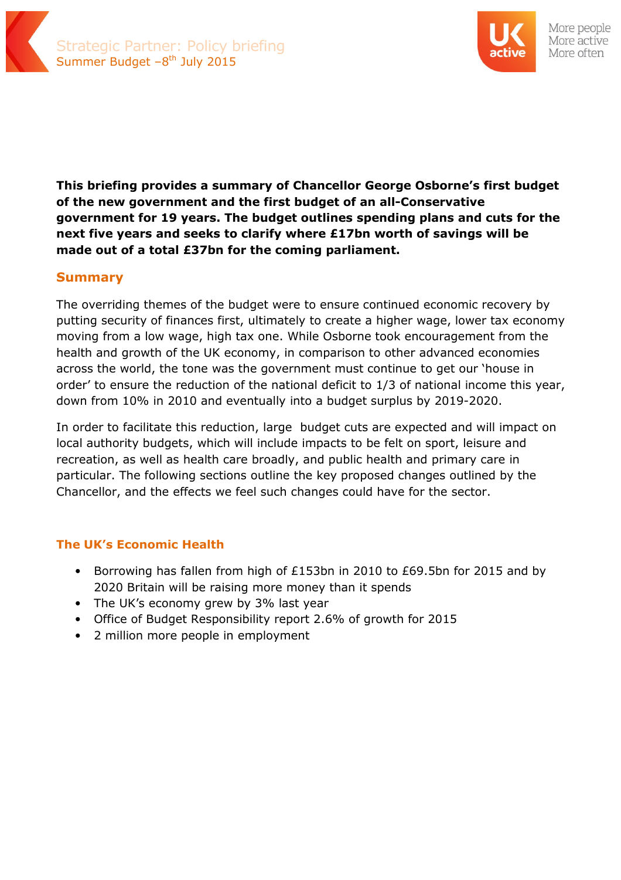Strategic Partner: Policy briefing
Summer Budget – 8th July 2015

**This briefing provides a summary of Chancellor George Osborne's first budget of the new government and the first budget of an all-Conservative government for 19 years. The budget outlines spending plans and cuts for the next five years and seeks to clarify where £17bn worth of savings will be made out of a total £37bn for the coming parliament.**

## Summary

The overriding themes of the budget were to ensure continued economic recovery by putting security of finances first, ultimately to create a higher wage, lower tax economy moving from a low wage, high tax one. While Osborne took encouragement from the health and growth of the UK economy, in comparison to other advanced economies across the world, the tone was the government must continue to get our 'house in order' to ensure the reduction of the national deficit to 1/3 of national income this year, down from 10% in 2010 and eventually into a budget surplus by 2019-2020.

In order to facilitate this reduction, large budget cuts are expected and will impact on local authority budgets, which will include impacts to be felt on sport, leisure and recreation, as well as health care broadly, and public health and primary care in particular. The following sections outline the key proposed changes outlined by the Chancellor, and the effects we feel such changes could have for the sector.

## The UK's Economic Health

- Borrowing has fallen from high of £153bn in 2010 to £69.5bn for 2015 and by 2020 Britain will be raising more money than it spends
- The UK's economy grew by 3% last year
- Office of Budget Responsibility report 2.6% of growth for 2015
- 2 million more people in employment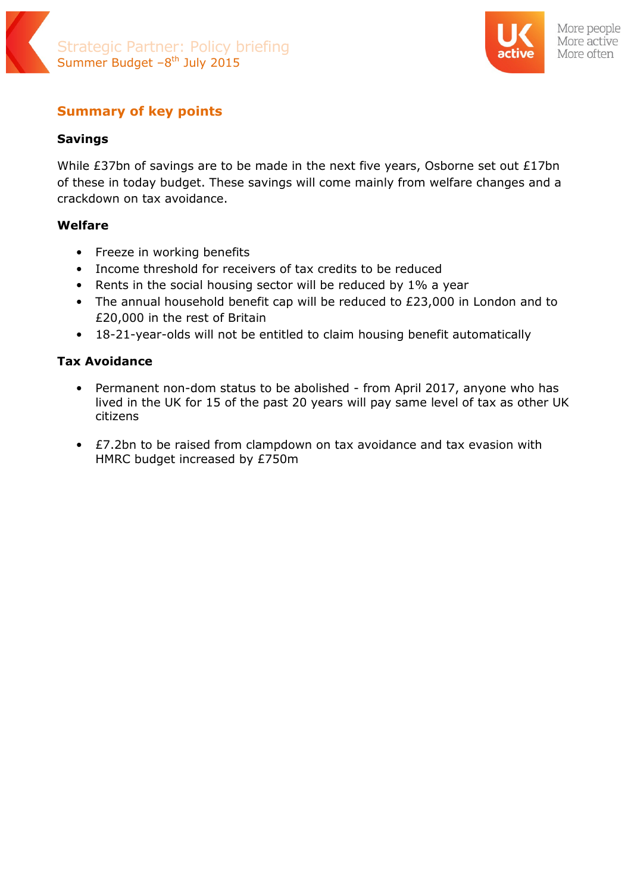## Summary of key points

### Savings

While £37bn of savings are to be made in the next five years, Osborne set out £17bn of these in today budget. These savings will come mainly from welfare changes and a crackdown on tax avoidance.

### Welfare

- Freeze in working benefits
- Income threshold for receivers of tax credits to be reduced
- Rents in the social housing sector will be reduced by 1% a year
- The annual household benefit cap will be reduced to £23,000 in London and to £20,000 in the rest of Britain
- 18-21-year-olds will not be entitled to claim housing benefit automatically

### Tax Avoidance

- Permanent non-dom status to be abolished - from April 2017, anyone who has lived in the UK for 15 of the past 20 years will pay same level of tax as other UK citizens
- £7.2bn to be raised from clampdown on tax avoidance and tax evasion with HMRC budget increased by £750m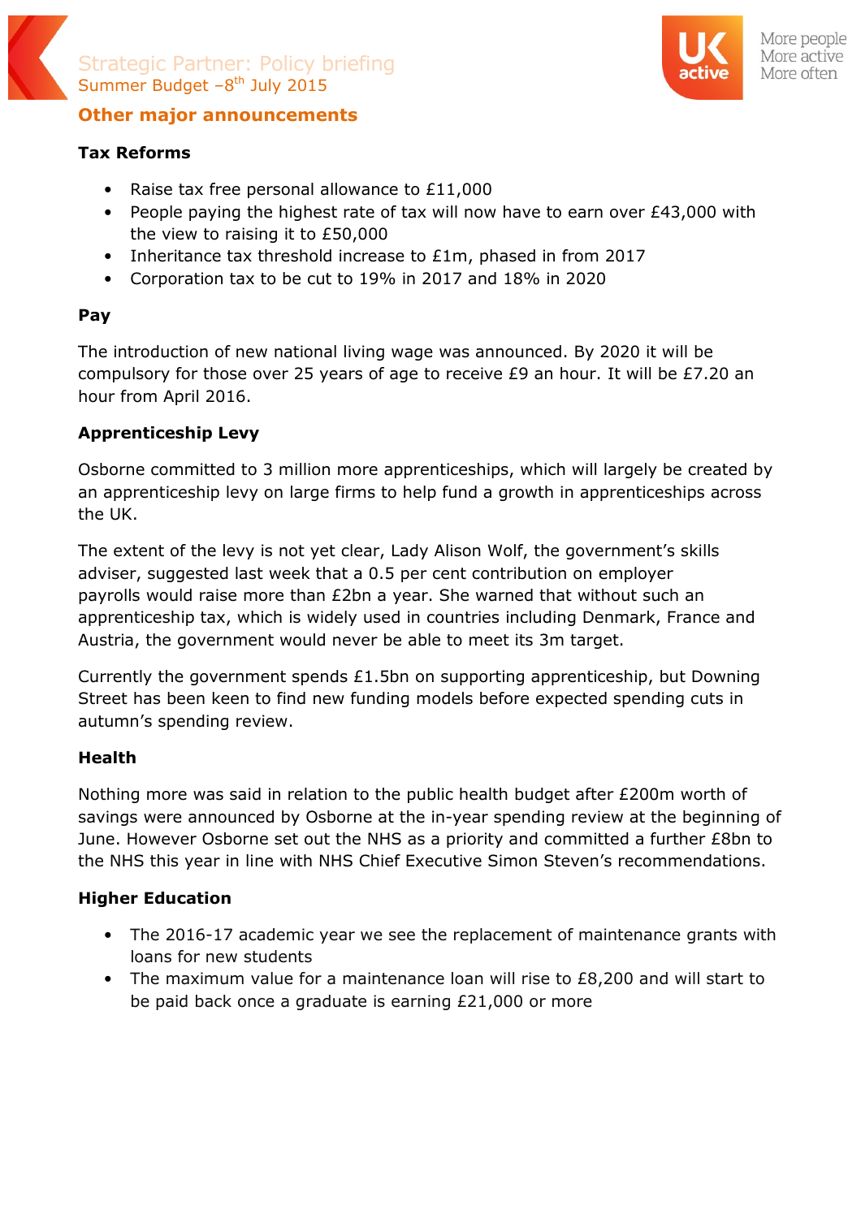## Other major announcements

### Tax Reforms

- Raise tax free personal allowance to £11,000
- People paying the highest rate of tax will now have to earn over £43,000 with the view to raising it to £50,000
- Inheritance tax threshold increase to £1m, phased in from 2017
- Corporation tax to be cut to 19% in 2017 and 18% in 2020

### Pay

The introduction of new national living wage was announced. By 2020 it will be compulsory for those over 25 years of age to receive £9 an hour. It will be £7.20 an hour from April 2016.

### Apprenticeship Levy

Osborne committed to 3 million more apprenticeships, which will largely be created by an apprenticeship levy on large firms to help fund a growth in apprenticeships across the UK.

The extent of the levy is not yet clear, Lady Alison Wolf, the government's skills adviser, suggested last week that a 0.5 per cent contribution on employer payrolls would raise more than £2bn a year. She warned that without such an apprenticeship tax, which is widely used in countries including Denmark, France and Austria, the government would never be able to meet its 3m target.

Currently the government spends £1.5bn on supporting apprenticeship, but Downing Street has been keen to find new funding models before expected spending cuts in autumn's spending review.

### Health

Nothing more was said in relation to the public health budget after £200m worth of savings were announced by Osborne at the in-year spending review at the beginning of June. However Osborne set out the NHS as a priority and committed a further £8bn to the NHS this year in line with NHS Chief Executive Simon Steven's recommendations.

### Higher Education

- The 2016-17 academic year we see the replacement of maintenance grants with loans for new students
- The maximum value for a maintenance loan will rise to £8,200 and will start to be paid back once a graduate is earning £21,000 or more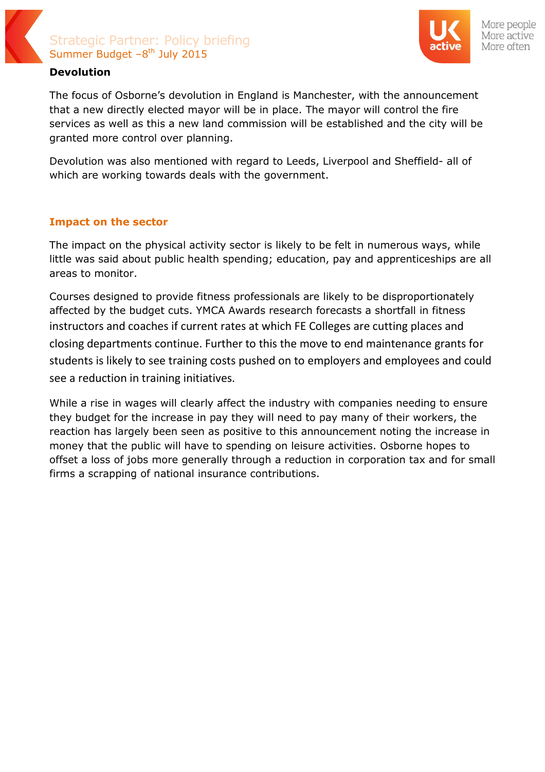### Devolution

The focus of Osborne's devolution in England is Manchester, with the announcement that a new directly elected mayor will be in place. The mayor will control the fire services as well as this a new land commission will be established and the city will be granted more control over planning.

Devolution was also mentioned with regard to Leeds, Liverpool and Sheffield- all of which are working towards deals with the government.

## Impact on the sector

The impact on the physical activity sector is likely to be felt in numerous ways, while little was said about public health spending; education, pay and apprenticeships are all areas to monitor.

Courses designed to provide fitness professionals are likely to be disproportionately affected by the budget cuts. YMCA Awards research forecasts a shortfall in fitness instructors and coaches if current rates at which FE Colleges are cutting places and closing departments continue. Further to this the move to end maintenance grants for students is likely to see training costs pushed on to employers and employees and could see a reduction in training initiatives.

While a rise in wages will clearly affect the industry with companies needing to ensure they budget for the increase in pay they will need to pay many of their workers, the reaction has largely been seen as positive to this announcement noting the increase in money that the public will have to spending on leisure activities. Osborne hopes to offset a loss of jobs more generally through a reduction in corporation tax and for small firms a scrapping of national insurance contributions.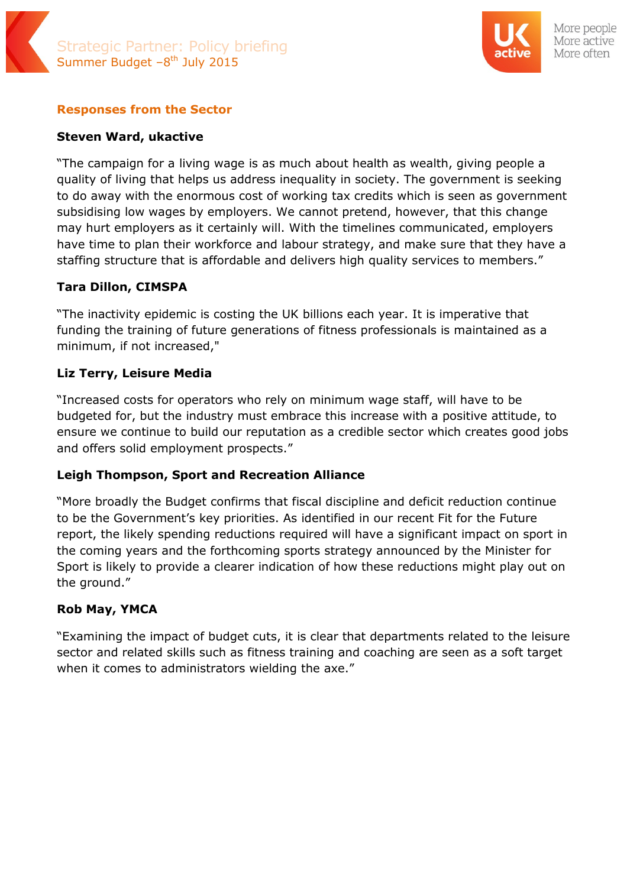## Responses from the Sector

**Steven Ward, ukactive**

"The campaign for a living wage is as much about health as wealth, giving people a quality of living that helps us address inequality in society. The government is seeking to do away with the enormous cost of working tax credits which is seen as government subsidising low wages by employers. We cannot pretend, however, that this change may hurt employers as it certainly will. With the timelines communicated, employers have time to plan their workforce and labour strategy, and make sure that they have a staffing structure that is affordable and delivers high quality services to members."

**Tara Dillon, CIMSPA**

"The inactivity epidemic is costing the UK billions each year. It is imperative that funding the training of future generations of fitness professionals is maintained as a minimum, if not increased,"

**Liz Terry, Leisure Media**

"Increased costs for operators who rely on minimum wage staff, will have to be budgeted for, but the industry must embrace this increase with a positive attitude, to ensure we continue to build our reputation as a credible sector which creates good jobs and offers solid employment prospects."

**Leigh Thompson, Sport and Recreation Alliance**

"More broadly the Budget confirms that fiscal discipline and deficit reduction continue to be the Government's key priorities. As identified in our recent Fit for the Future report, the likely spending reductions required will have a significant impact on sport in the coming years and the forthcoming sports strategy announced by the Minister for Sport is likely to provide a clearer indication of how these reductions might play out on the ground."

**Rob May, YMCA**

"Examining the impact of budget cuts, it is clear that departments related to the leisure sector and related skills such as fitness training and coaching are seen as a soft target when it comes to administrators wielding the axe."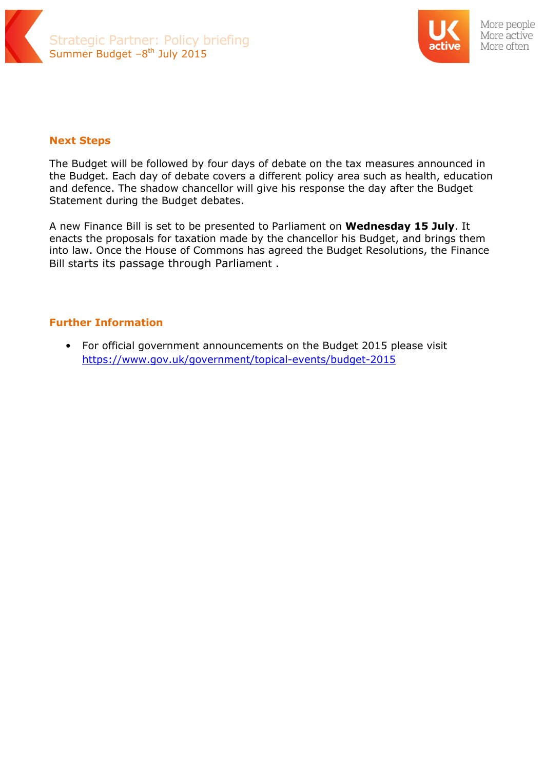## Next Steps

The Budget will be followed by four days of debate on the tax measures announced in the Budget. Each day of debate covers a different policy area such as health, education and defence. The shadow chancellor will give his response the day after the Budget Statement during the Budget debates.

A new Finance Bill is set to be presented to Parliament on **Wednesday 15 July**. It enacts the proposals for taxation made by the chancellor his Budget, and brings them into law. Once the House of Commons has agreed the Budget Resolutions, the Finance Bill starts its passage through Parliament .

## Further Information

- For official government announcements on the Budget 2015 please visit https://www.gov.uk/government/topical-events/budget-2015